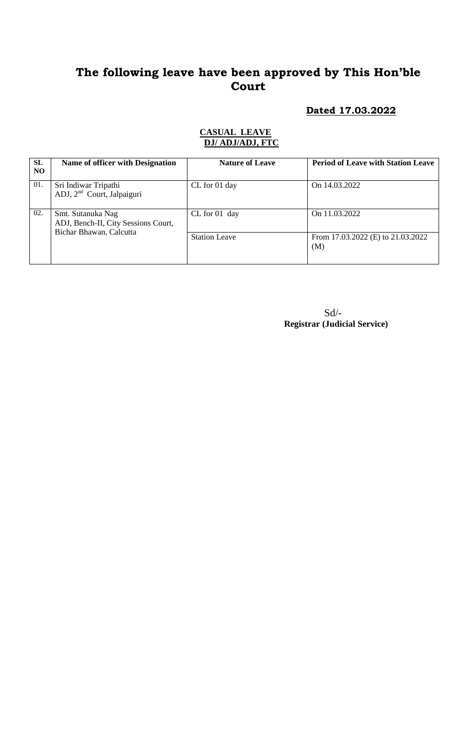# The following leave have been approved by This Hon'ble Court

**Dated 17.03.2022**

**CASUAL LEAVE**
**DJ/ ADJ/ADJ, FTC**

| SL NO | Name of officer with Designation | Nature of Leave | Period of Leave with Station Leave |
|---|---|---|---|
| 01. | Sri Indiwar Tripathi<br>ADJ, 2nd Court, Jalpaiguri | CL for 01 day | On 14.03.2022 |
| 02. | Smt. Sutanuka Nag<br>ADJ, Bench-II, City Sessions Court, Bichar Bhawan, Calcutta | CL for 01 day | On 11.03.2022 |
| | | Station Leave | From 17.03.2022 (E) to 21.03.2022 (M) |

Sd/-
**Registrar (Judicial Service)**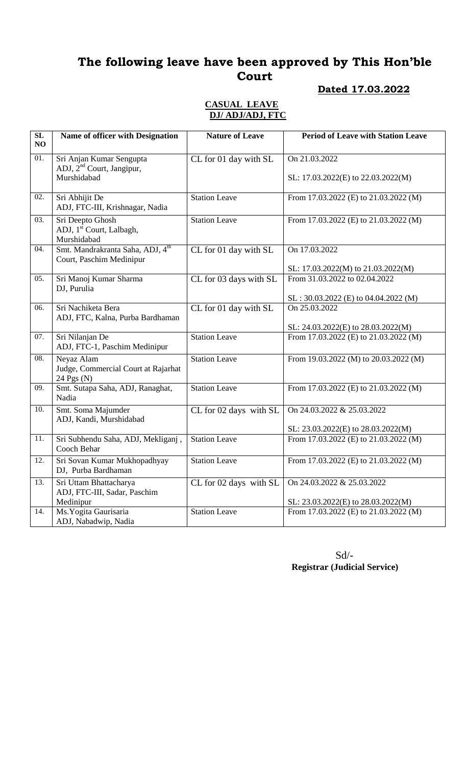# The following leave have been approved by This Hon'ble Court

**Dated 17.03.2022**

**CASUAL LEAVE**
**DJ/ ADJ/ADJ, FTC**

| SL NO | Name of officer with Designation | Nature of Leave | Period of Leave with Station Leave |
|---|---|---|---|
| 01. | Sri Anjan Kumar Sengupta ADJ, 2nd Court, Jangipur, Murshidabad | CL for 01 day with SL | On 21.03.2022<br><br>SL: 17.03.2022(E) to 22.03.2022(M) |
| 02. | Sri Abhijit De ADJ, FTC-III, Krishnagar, Nadia | Station Leave | From 17.03.2022 (E) to 21.03.2022 (M) |
| 03. | Sri Deepto Ghosh ADJ, 1st Court, Lalbagh, Murshidabad | Station Leave | From 17.03.2022 (E) to 21.03.2022 (M) |
| 04. | Smt. Mandrakranta Saha, ADJ, 4th Court, Paschim Medinipur | CL for 01 day with SL | On 17.03.2022<br><br>SL: 17.03.2022(M) to 21.03.2022(M) |
| 05. | Sri Manoj Kumar Sharma DJ, Purulia | CL for 03 days with SL | From 31.03.2022 to 02.04.2022<br><br>SL : 30.03.2022 (E) to 04.04.2022 (M) |
| 06. | Sri Nachiketa Bera ADJ, FTC, Kalna, Purba Bardhaman | CL for 01 day with SL | On 25.03.2022<br><br>SL: 24.03.2022(E) to 28.03.2022(M) |
| 07. | Sri Nilanjan De ADJ, FTC-1, Paschim Medinipur | Station Leave | From 17.03.2022 (E) to 21.03.2022 (M) |
| 08. | Neyaz Alam Judge, Commercial Court at Rajarhat 24 Pgs (N) | Station Leave | From 19.03.2022 (M) to 20.03.2022 (M) |
| 09. | Smt. Sutapa Saha, ADJ, Ranaghat, Nadia | Station Leave | From 17.03.2022 (E) to 21.03.2022 (M) |
| 10. | Smt. Soma Majumder ADJ, Kandi, Murshidabad | CL for 02 days with SL | On 24.03.2022 & 25.03.2022<br><br>SL: 23.03.2022(E) to 28.03.2022(M) |
| 11. | Sri Subhendu Saha, ADJ, Mekliganj , Cooch Behar | Station Leave | From 17.03.2022 (E) to 21.03.2022 (M) |
| 12. | Sri Sovan Kumar Mukhopadhyay DJ, Purba Bardhaman | Station Leave | From 17.03.2022 (E) to 21.03.2022 (M) |
| 13. | Sri Uttam Bhattacharya ADJ, FTC-III, Sadar, Paschim Medinipur | CL for 02 days with SL | On 24.03.2022 & 25.03.2022<br><br>SL: 23.03.2022(E) to 28.03.2022(M) |
| 14. | Ms.Yogita Gaurisaria ADJ, Nabadwip, Nadia | Station Leave | From 17.03.2022 (E) to 21.03.2022 (M) |

Sd/-
**Registrar (Judicial Service)**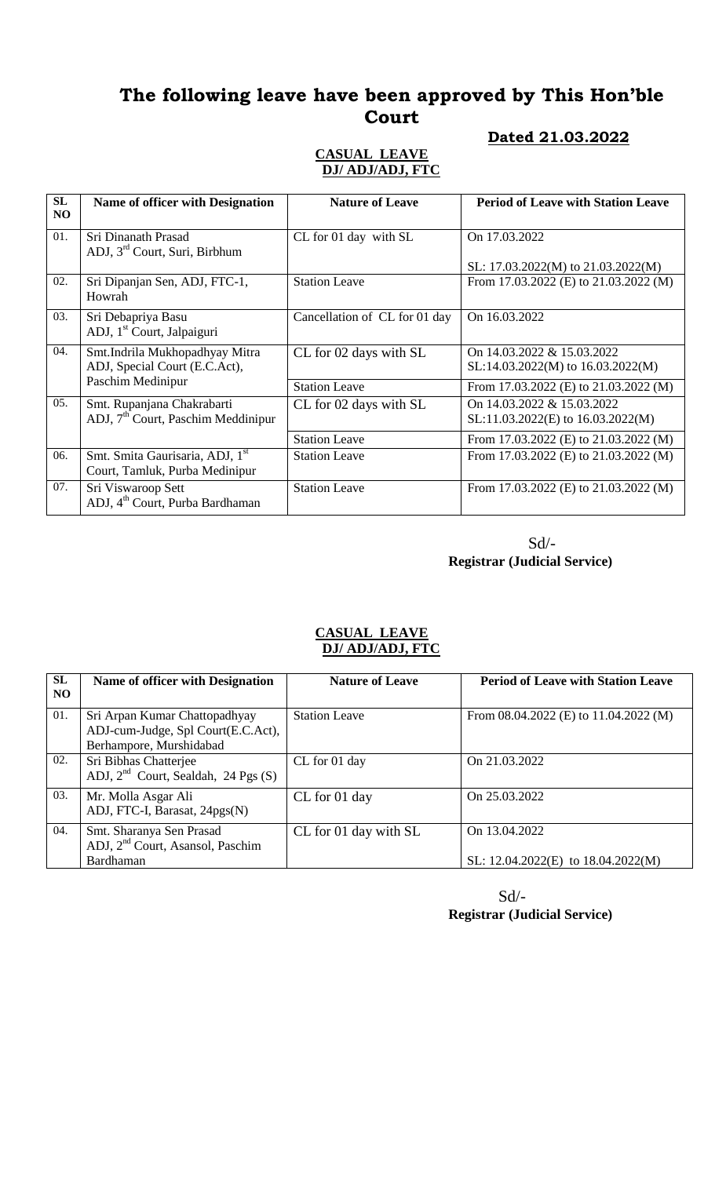# The following leave have been approved by This Hon'ble Court

**Dated 21.03.2022**

**CASUAL LEAVE**
**DJ/ ADJ/ADJ, FTC**

| SL NO | Name of officer with Designation | Nature of Leave | Period of Leave with Station Leave |
|---|---|---|---|
| 01. | Sri Dinanath Prasad<br>ADJ, 3rd Court, Suri, Birbhum | CL for 01 day with SL | On 17.03.2022<br><br>SL: 17.03.2022(M) to 21.03.2022(M) |
| 02. | Sri Dipanjan Sen, ADJ, FTC-1, Howrah | Station Leave | From 17.03.2022 (E) to 21.03.2022 (M) |
| 03. | Sri Debapriya Basu<br>ADJ, 1st Court, Jalpaiguri | Cancellation of CL for 01 day | On 16.03.2022 |
| 04. | Smt.Indrila Mukhopadhyay Mitra<br>ADJ, Special Court (E.C.Act), Paschim Medinipur | CL for 02 days with SL | On 14.03.2022 & 15.03.2022<br>SL:14.03.2022(M) to 16.03.2022(M) |
| | | Station Leave | From 17.03.2022 (E) to 21.03.2022 (M) |
| 05. | Smt. Rupanjana Chakrabarti<br>ADJ, 7th Court, Paschim Meddinipur | CL for 02 days with SL | On 14.03.2022 & 15.03.2022<br>SL:11.03.2022(E) to 16.03.2022(M) |
| | | Station Leave | From 17.03.2022 (E) to 21.03.2022 (M) |
| 06. | Smt. Smita Gaurisaria, ADJ, 1st Court, Tamluk, Purba Medinipur | Station Leave | From 17.03.2022 (E) to 21.03.2022 (M) |
| 07. | Sri Viswaroop Sett<br>ADJ, 4th Court, Purba Bardhaman | Station Leave | From 17.03.2022 (E) to 21.03.2022 (M) |

Sd/-
**Registrar (Judicial Service)**

**CASUAL LEAVE**
**DJ/ ADJ/ADJ, FTC**

| SL NO | Name of officer with Designation | Nature of Leave | Period of Leave with Station Leave |
|---|---|---|---|
| 01. | Sri Arpan Kumar Chattopadhyay<br>ADJ-cum-Judge, Spl Court(E.C.Act), Berhampore, Murshidabad | Station Leave | From 08.04.2022 (E) to 11.04.2022 (M) |
| 02. | Sri Bibhas Chatterjee<br>ADJ, 2nd Court, Sealdah, 24 Pgs (S) | CL for 01 day | On 21.03.2022 |
| 03. | Mr. Molla Asgar Ali<br>ADJ, FTC-I, Barasat, 24pgs(N) | CL for 01 day | On 25.03.2022 |
| 04. | Smt. Sharanya Sen Prasad<br>ADJ, 2nd Court, Asansol, Paschim Bardhaman | CL for 01 day with SL | On 13.04.2022<br><br>SL: 12.04.2022(E) to 18.04.2022(M) |

Sd/-
**Registrar (Judicial Service)**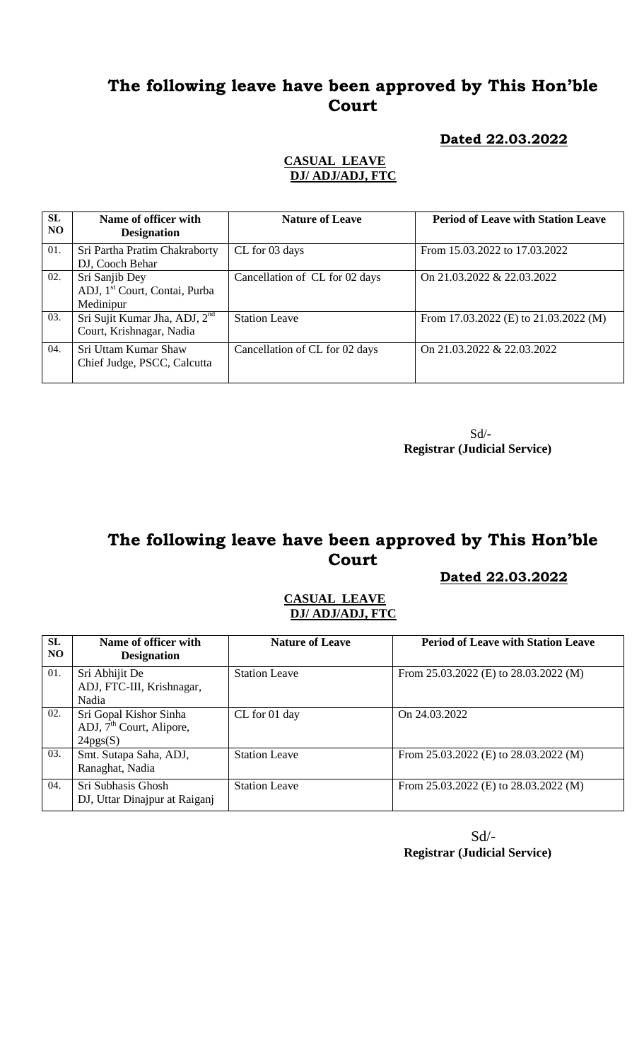# The following leave have been approved by This Hon'ble Court

**Dated 22.03.2022**

**CASUAL LEAVE**
**DJ/ ADJ/ADJ, FTC**

| SL NO | Name of officer with Designation | Nature of Leave | Period of Leave with Station Leave |
|---|---|---|---|
| 01. | Sri Partha Pratim Chakraborty DJ, Cooch Behar | CL for 03 days | From 15.03.2022 to 17.03.2022 |
| 02. | Sri Sanjib Dey ADJ, 1st Court, Contai, Purba Medinipur | Cancellation of CL for 02 days | On 21.03.2022 & 22.03.2022 |
| 03. | Sri Sujit Kumar Jha, ADJ, 2nd Court, Krishnagar, Nadia | Station Leave | From 17.03.2022 (E) to 21.03.2022 (M) |
| 04. | Sri Uttam Kumar Shaw Chief Judge, PSCC, Calcutta | Cancellation of CL for 02 days | On 21.03.2022 & 22.03.2022 |

Sd/-
**Registrar (Judicial Service)**

# The following leave have been approved by This Hon'ble Court

**Dated 22.03.2022**

**CASUAL LEAVE**
**DJ/ ADJ/ADJ, FTC**

| SL NO | Name of officer with Designation | Nature of Leave | Period of Leave with Station Leave |
|---|---|---|---|
| 01. | Sri Abhijit De ADJ, FTC-III, Krishnagar, Nadia | Station Leave | From 25.03.2022 (E) to 28.03.2022 (M) |
| 02. | Sri Gopal Kishor Sinha ADJ, 7th Court, Alipore, 24pgs(S) | CL for 01 day | On 24.03.2022 |
| 03. | Smt. Sutapa Saha, ADJ, Ranaghat, Nadia | Station Leave | From 25.03.2022 (E) to 28.03.2022 (M) |
| 04. | Sri Subhasis Ghosh DJ, Uttar Dinajpur at Raiganj | Station Leave | From 25.03.2022 (E) to 28.03.2022 (M) |

Sd/-
**Registrar (Judicial Service)**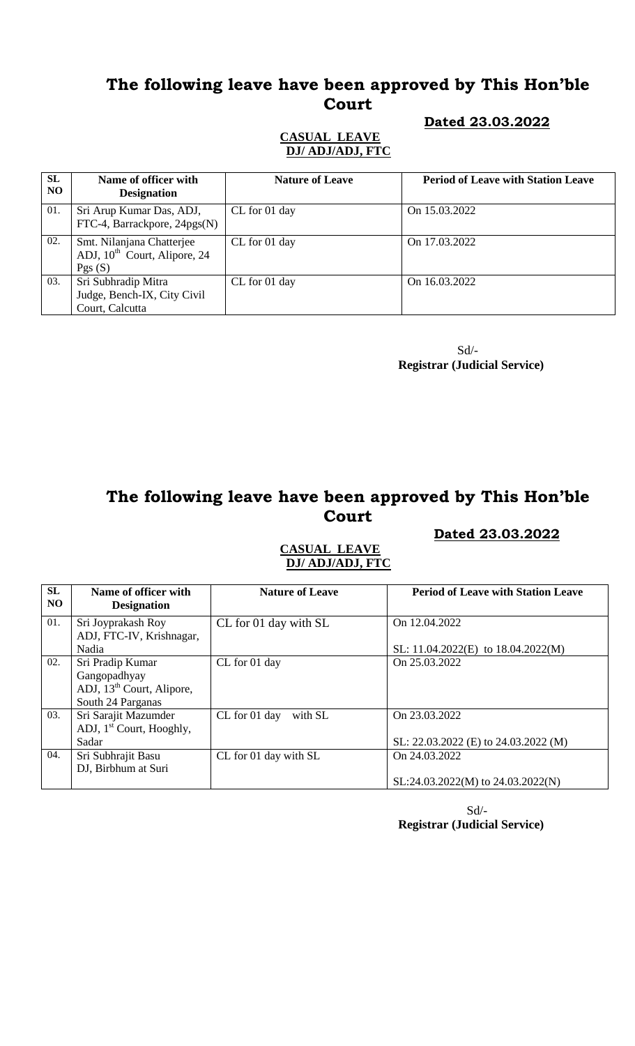# The following leave have been approved by This Hon'ble Court

**Dated 23.03.2022**

**CASUAL LEAVE**
**DJ/ ADJ/ADJ, FTC**

| SL NO | Name of officer with Designation | Nature of Leave | Period of Leave with Station Leave |
|---|---|---|---|
| 01. | Sri Arup Kumar Das, ADJ, FTC-4, Barrackpore, 24pgs(N) | CL for 01 day | On 15.03.2022 |
| 02. | Smt. Nilanjana Chatterjee ADJ, 10th Court, Alipore, 24 Pgs (S) | CL for 01 day | On 17.03.2022 |
| 03. | Sri Subhradip Mitra Judge, Bench-IX, City Civil Court, Calcutta | CL for 01 day | On 16.03.2022 |

Sd/-
**Registrar (Judicial Service)**

# The following leave have been approved by This Hon'ble Court

**Dated 23.03.2022**

**CASUAL LEAVE**
**DJ/ ADJ/ADJ, FTC**

| SL NO | Name of officer with Designation | Nature of Leave | Period of Leave with Station Leave |
|---|---|---|---|
| 01. | Sri Joyprakash Roy ADJ, FTC-IV, Krishnagar, Nadia | CL for 01 day with SL | On 12.04.2022<br><br>SL: 11.04.2022(E) to 18.04.2022(M) |
| 02. | Sri Pradip Kumar Gangopadhyay ADJ, 13th Court, Alipore, South 24 Parganas | CL for 01 day | On 25.03.2022 |
| 03. | Sri Sarajit Mazumder ADJ, 1st Court, Hooghly, Sadar | CL for 01 day with SL | On 23.03.2022<br><br>SL: 22.03.2022 (E) to 24.03.2022 (M) |
| 04. | Sri Subhrajit Basu DJ, Birbhum at Suri | CL for 01 day with SL | On 24.03.2022<br><br>SL:24.03.2022(M) to 24.03.2022(N) |

Sd/-
**Registrar (Judicial Service)**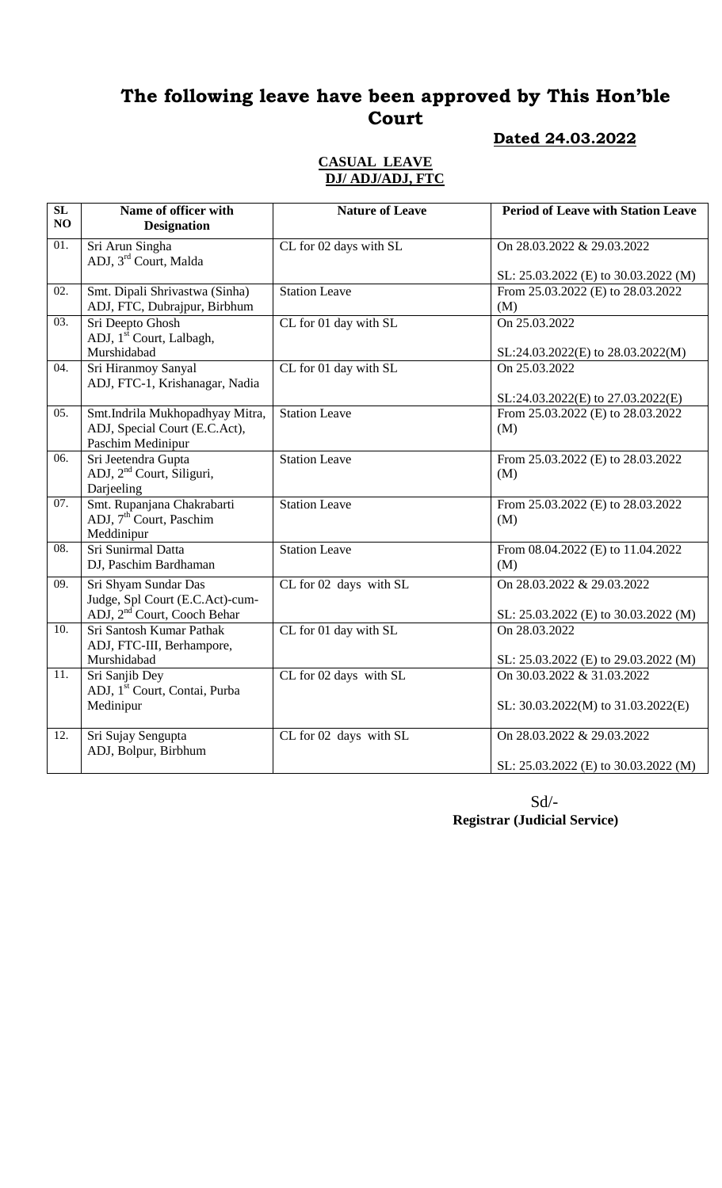# The following leave have been approved by This Hon'ble Court

**Dated 24.03.2022**

**CASUAL LEAVE**
**DJ/ ADJ/ADJ, FTC**

| SL NO | Name of officer with Designation | Nature of Leave | Period of Leave with Station Leave |
|---|---|---|---|
| 01. | Sri Arun Singha ADJ, 3rd Court, Malda | CL for 02 days with SL | On 28.03.2022 & 29.03.2022<br><br>SL: 25.03.2022 (E) to 30.03.2022 (M) |
| 02. | Smt. Dipali Shrivastwa (Sinha) ADJ, FTC, Dubrajpur, Birbhum | Station Leave | From 25.03.2022 (E) to 28.03.2022 (M) |
| 03. | Sri Deepto Ghosh ADJ, 1st Court, Lalbagh, Murshidabad | CL for 01 day with SL | On 25.03.2022<br><br>SL:24.03.2022(E) to 28.03.2022(M) |
| 04. | Sri Hiranmoy Sanyal ADJ, FTC-1, Krishanagar, Nadia | CL for 01 day with SL | On 25.03.2022<br><br>SL:24.03.2022(E) to 27.03.2022(E) |
| 05. | Smt.Indrila Mukhopadhyay Mitra, ADJ, Special Court (E.C.Act), Paschim Medinipur | Station Leave | From 25.03.2022 (E) to 28.03.2022 (M) |
| 06. | Sri Jeetendra Gupta ADJ, 2nd Court, Siliguri, Darjeeling | Station Leave | From 25.03.2022 (E) to 28.03.2022 (M) |
| 07. | Smt. Rupanjana Chakrabarti ADJ, 7th Court, Paschim Meddinipur | Station Leave | From 25.03.2022 (E) to 28.03.2022 (M) |
| 08. | Sri Sunirmal Datta DJ, Paschim Bardhaman | Station Leave | From 08.04.2022 (E) to 11.04.2022 (M) |
| 09. | Sri Shyam Sundar Das Judge, Spl Court (E.C.Act)-cum-ADJ, 2nd Court, Cooch Behar | CL for 02 days with SL | On 28.03.2022 & 29.03.2022<br><br>SL: 25.03.2022 (E) to 30.03.2022 (M) |
| 10. | Sri Santosh Kumar Pathak ADJ, FTC-III, Berhampore, Murshidabad | CL for 01 day with SL | On 28.03.2022<br><br>SL: 25.03.2022 (E) to 29.03.2022 (M) |
| 11. | Sri Sanjib Dey ADJ, 1st Court, Contai, Purba Medinipur | CL for 02 days with SL | On 30.03.2022 & 31.03.2022<br><br>SL: 30.03.2022(M) to 31.03.2022(E) |
| 12. | Sri Sujay Sengupta ADJ, Bolpur, Birbhum | CL for 02 days with SL | On 28.03.2022 & 29.03.2022<br><br>SL: 25.03.2022 (E) to 30.03.2022 (M) |

Sd/-
**Registrar (Judicial Service)**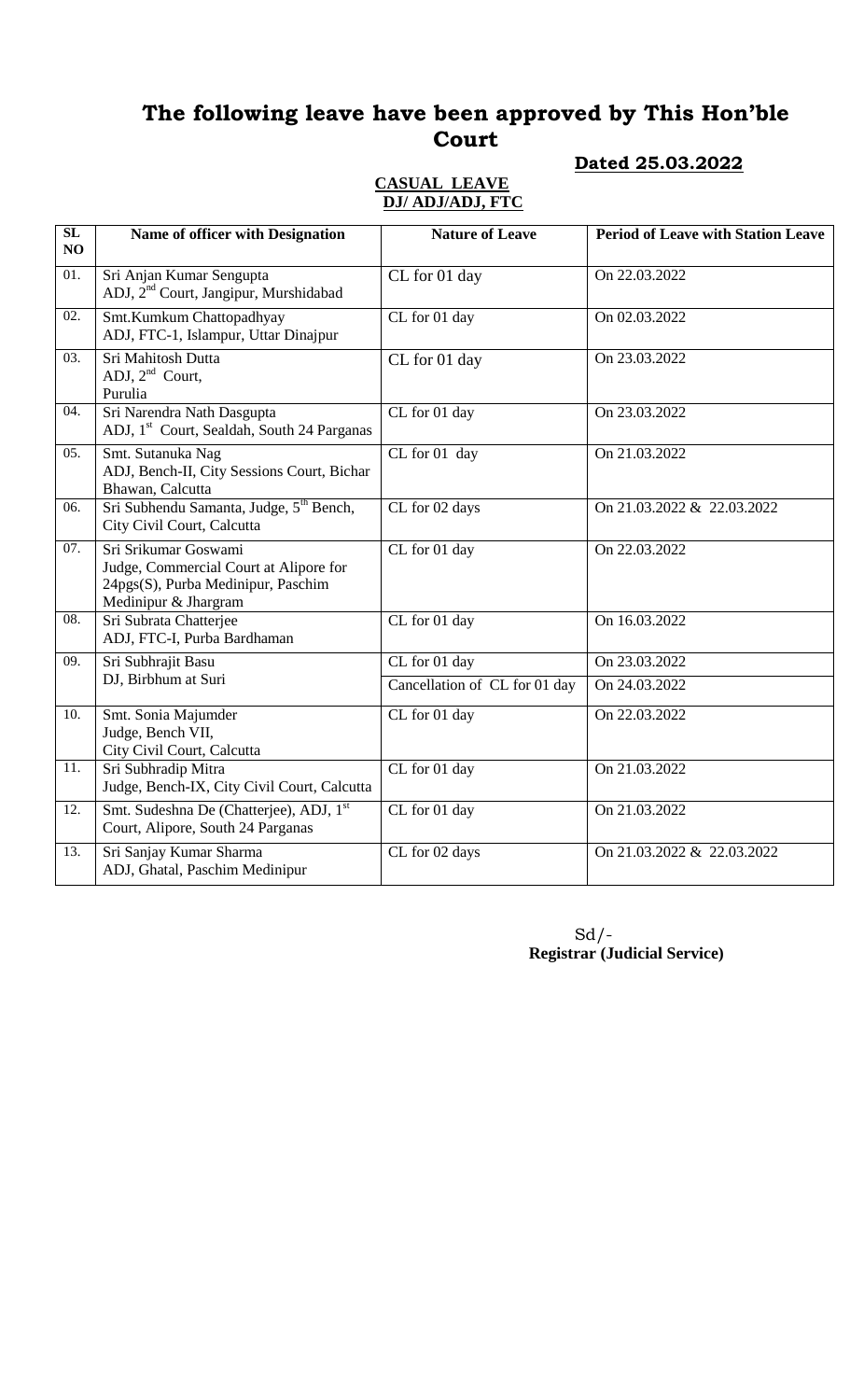# The following leave have been approved by This Hon'ble Court

**Dated 25.03.2022**

**CASUAL LEAVE**
**DJ/ ADJ/ADJ, FTC**

| SL NO | Name of officer with Designation | Nature of Leave | Period of Leave with Station Leave |
|---|---|---|---|
| 01. | Sri Anjan Kumar Sengupta<br>ADJ, 2nd Court, Jangipur, Murshidabad | CL for 01 day | On 22.03.2022 |
| 02. | Smt.Kumkum Chattopadhyay<br>ADJ, FTC-1, Islampur, Uttar Dinajpur | CL for 01 day | On 02.03.2022 |
| 03. | Sri Mahitosh Dutta<br>ADJ, 2nd Court,<br>Purulia | CL for 01 day | On 23.03.2022 |
| 04. | Sri Narendra Nath Dasgupta<br>ADJ, 1st Court, Sealdah, South 24 Parganas | CL for 01 day | On 23.03.2022 |
| 05. | Smt. Sutanuka Nag<br>ADJ, Bench-II, City Sessions Court, Bichar Bhawan, Calcutta | CL for 01 day | On 21.03.2022 |
| 06. | Sri Subhendu Samanta, Judge, 5th Bench, City Civil Court, Calcutta | CL for 02 days | On 21.03.2022 & 22.03.2022 |
| 07. | Sri Srikumar Goswami<br>Judge, Commercial Court at Alipore for 24pgs(S), Purba Medinipur, Paschim Medinipur & Jhargram | CL for 01 day | On 22.03.2022 |
| 08. | Sri Subrata Chatterjee<br>ADJ, FTC-I, Purba Bardhaman | CL for 01 day | On 16.03.2022 |
| 09. | Sri Subhrajit Basu<br>DJ, Birbhum at Suri | CL for 01 day | On 23.03.2022 |
| | | Cancellation of CL for 01 day | On 24.03.2022 |
| 10. | Smt. Sonia Majumder<br>Judge, Bench VII,<br>City Civil Court, Calcutta | CL for 01 day | On 22.03.2022 |
| 11. | Sri Subhradip Mitra<br>Judge, Bench-IX, City Civil Court, Calcutta | CL for 01 day | On 21.03.2022 |
| 12. | Smt. Sudeshna De (Chatterjee), ADJ, 1st Court, Alipore, South 24 Parganas | CL for 01 day | On 21.03.2022 |
| 13. | Sri Sanjay Kumar Sharma<br>ADJ, Ghatal, Paschim Medinipur | CL for 02 days | On 21.03.2022 & 22.03.2022 |

Sd/-
**Registrar (Judicial Service)**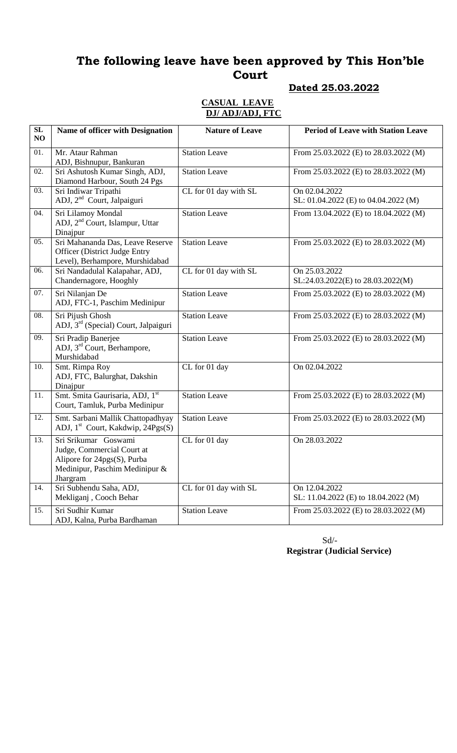# The following leave have been approved by This Hon'ble Court

**Dated 25.03.2022**

**CASUAL LEAVE**
**DJ/ ADJ/ADJ, FTC**

| SL NO | Name of officer with Designation | Nature of Leave | Period of Leave with Station Leave |
|---|---|---|---|
| 01. | Mr. Ataur Rahman ADJ, Bishnupur, Bankuran | Station Leave | From 25.03.2022 (E) to 28.03.2022 (M) |
| 02. | Sri Ashutosh Kumar Singh, ADJ, Diamond Harbour, South 24 Pgs | Station Leave | From 25.03.2022 (E) to 28.03.2022 (M) |
| 03. | Sri Indiwar Tripathi ADJ, 2nd Court, Jalpaiguri | CL for 01 day with SL | On 02.04.2022 SL: 01.04.2022 (E) to 04.04.2022 (M) |
| 04. | Sri Lilamoy Mondal ADJ, 2nd Court, Islampur, Uttar Dinajpur | Station Leave | From 13.04.2022 (E) to 18.04.2022 (M) |
| 05. | Sri Mahananda Das, Leave Reserve Officer (District Judge Entry Level), Berhampore, Murshidabad | Station Leave | From 25.03.2022 (E) to 28.03.2022 (M) |
| 06. | Sri Nandadulal Kalapahar, ADJ, Chandernagore, Hooghly | CL for 01 day with SL | On 25.03.2022 SL:24.03.2022(E) to 28.03.2022(M) |
| 07. | Sri Nilanjan De ADJ, FTC-1, Paschim Medinipur | Station Leave | From 25.03.2022 (E) to 28.03.2022 (M) |
| 08. | Sri Pijush Ghosh ADJ, 3rd (Special) Court, Jalpaiguri | Station Leave | From 25.03.2022 (E) to 28.03.2022 (M) |
| 09. | Sri Pradip Banerjee ADJ, 3rd Court, Berhampore, Murshidabad | Station Leave | From 25.03.2022 (E) to 28.03.2022 (M) |
| 10. | Smt. Rimpa Roy ADJ, FTC, Balurghat, Dakshin Dinajpur | CL for 01 day | On 02.04.2022 |
| 11. | Smt. Smita Gaurisaria, ADJ, 1st Court, Tamluk, Purba Medinipur | Station Leave | From 25.03.2022 (E) to 28.03.2022 (M) |
| 12. | Smt. Sarbani Mallik Chattopadhyay ADJ, 1st Court, Kakdwip, 24Pgs(S) | Station Leave | From 25.03.2022 (E) to 28.03.2022 (M) |
| 13. | Sri Srikumar Goswami Judge, Commercial Court at Alipore for 24pgs(S), Purba Medinipur, Paschim Medinipur & Jhargram | CL for 01 day | On 28.03.2022 |
| 14. | Sri Subhendu Saha, ADJ, Mekliganj , Cooch Behar | CL for 01 day with SL | On 12.04.2022 SL: 11.04.2022 (E) to 18.04.2022 (M) |
| 15. | Sri Sudhir Kumar ADJ, Kalna, Purba Bardhaman | Station Leave | From 25.03.2022 (E) to 28.03.2022 (M) |

Sd/-
**Registrar (Judicial Service)**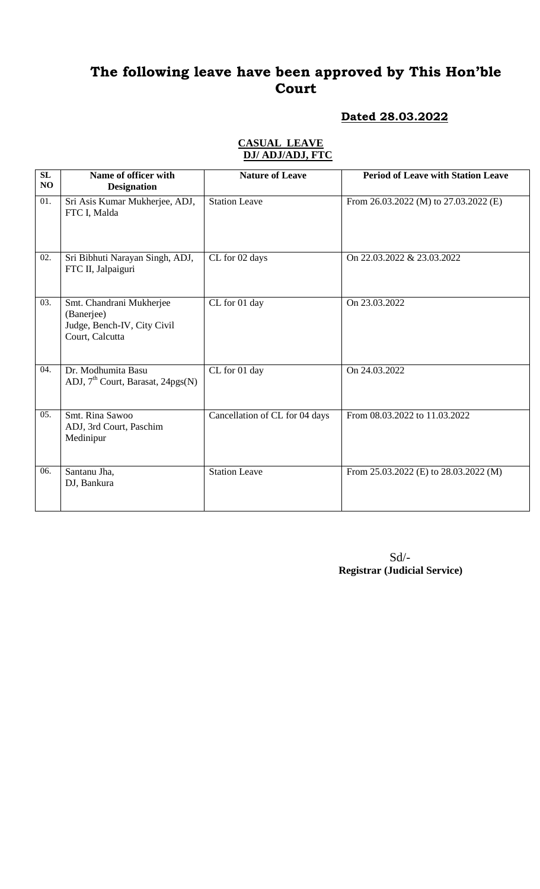# The following leave have been approved by This Hon'ble Court

**Dated 28.03.2022**

**CASUAL LEAVE**
**DJ/ ADJ/ADJ, FTC**

| SL NO | Name of officer with Designation | Nature of Leave | Period of Leave with Station Leave |
|---|---|---|---|
| 01. | Sri Asis Kumar Mukherjee, ADJ, FTC I, Malda | Station Leave | From 26.03.2022 (M) to 27.03.2022 (E) |
| 02. | Sri Bibhuti Narayan Singh, ADJ, FTC II, Jalpaiguri | CL for 02 days | On 22.03.2022 & 23.03.2022 |
| 03. | Smt. Chandrani Mukherjee (Banerjee) Judge, Bench-IV, City Civil Court, Calcutta | CL for 01 day | On 23.03.2022 |
| 04. | Dr. Modhumita Basu ADJ, 7th Court, Barasat, 24pgs(N) | CL for 01 day | On 24.03.2022 |
| 05. | Smt. Rina Sawoo ADJ, 3rd Court, Paschim Medinipur | Cancellation of CL for 04 days | From 08.03.2022 to 11.03.2022 |
| 06. | Santanu Jha, DJ, Bankura | Station Leave | From 25.03.2022 (E) to 28.03.2022 (M) |

Sd/-
**Registrar (Judicial Service)**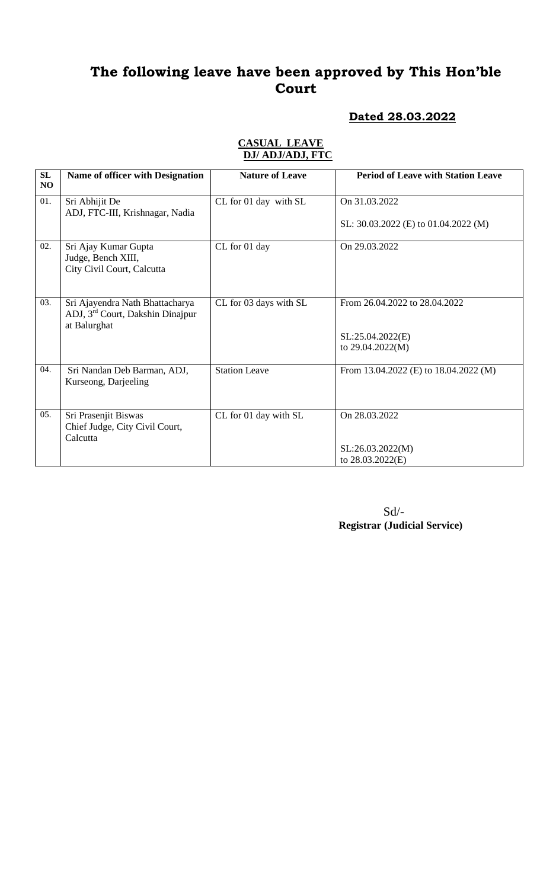# The following leave have been approved by This Hon'ble Court

**Dated 28.03.2022**

**CASUAL LEAVE**
**DJ/ ADJ/ADJ, FTC**

| SL NO | Name of officer with Designation | Nature of Leave | Period of Leave with Station Leave |
|---|---|---|---|
| 01. | Sri Abhijit De<br>ADJ, FTC-III, Krishnagar, Nadia | CL for 01 day with SL | On 31.03.2022<br><br>SL: 30.03.2022 (E) to 01.04.2022 (M) |
| 02. | Sri Ajay Kumar Gupta<br>Judge, Bench XIII,<br>City Civil Court, Calcutta | CL for 01 day | On 29.03.2022 |
| 03. | Sri Ajayendra Nath Bhattacharya<br>ADJ, 3rd Court, Dakshin Dinajpur at Balurghat | CL for 03 days with SL | From 26.04.2022 to 28.04.2022<br><br>SL:25.04.2022(E)<br>to 29.04.2022(M) |
| 04. | Sri Nandan Deb Barman, ADJ, Kurseong, Darjeeling | Station Leave | From 13.04.2022 (E) to 18.04.2022 (M) |
| 05. | Sri Prasenjit Biswas<br>Chief Judge, City Civil Court, Calcutta | CL for 01 day with SL | On 28.03.2022<br><br>SL:26.03.2022(M)<br>to 28.03.2022(E) |

Sd/-
**Registrar (Judicial Service)**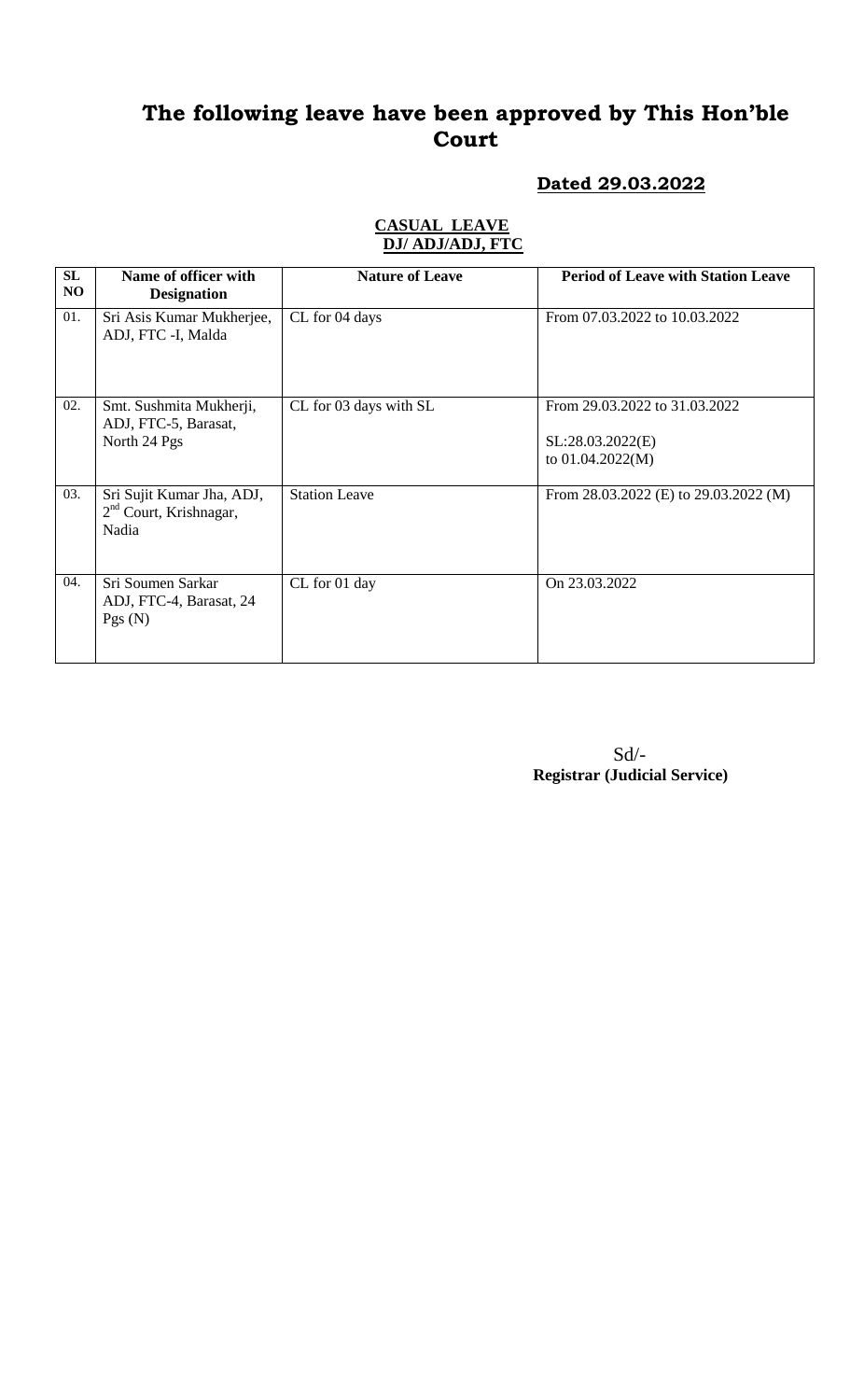# The following leave have been approved by This Hon'ble Court

## Dated 29.03.2022

**CASUAL LEAVE**
**DJ/ ADJ/ADJ, FTC**

| SL NO | Name of officer with Designation | Nature of Leave | Period of Leave with Station Leave |
|---|---|---|---|
| 01. | Sri Asis Kumar Mukherjee, ADJ, FTC -I, Malda | CL for 04 days | From 07.03.2022 to 10.03.2022 |
| 02. | Smt. Sushmita Mukherji, ADJ, FTC-5, Barasat, North 24 Pgs | CL for 03 days with SL | From 29.03.2022 to 31.03.2022<br><br>SL:28.03.2022(E) to 01.04.2022(M) |
| 03. | Sri Sujit Kumar Jha, ADJ, 2nd Court, Krishnagar, Nadia | Station Leave | From 28.03.2022 (E) to 29.03.2022 (M) |
| 04. | Sri Soumen Sarkar ADJ, FTC-4, Barasat, 24 Pgs (N) | CL for 01 day | On 23.03.2022 |

Sd/-
**Registrar (Judicial Service)**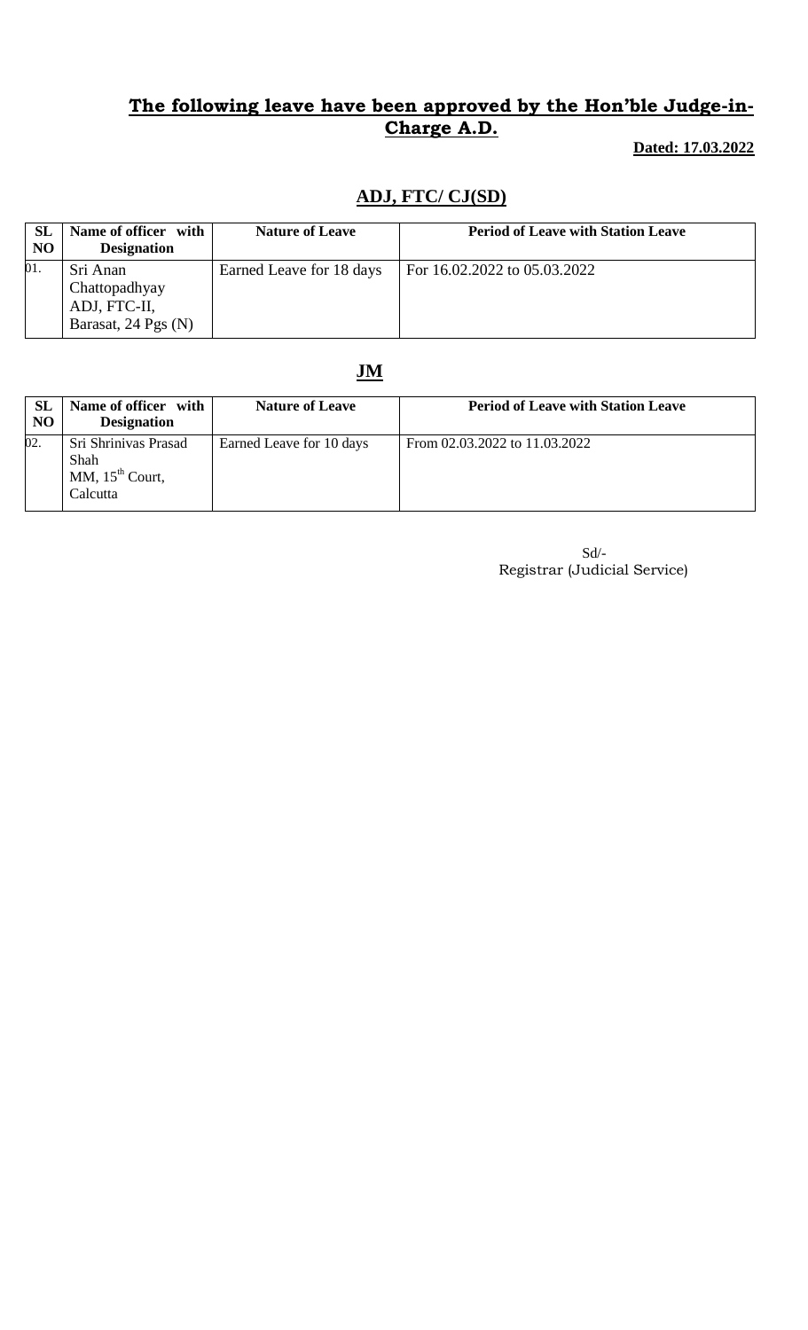## The following leave have been approved by the Hon'ble Judge-in-Charge A.D.

**Dated: 17.03.2022**

### ADJ, FTC/ CJ(SD)

| SL NO | Name of officer with Designation | Nature of Leave | Period of Leave with Station Leave |
|---|---|---|---|
| 01. | Sri Anan Chattopadhyay ADJ, FTC-II, Barasat, 24 Pgs (N) | Earned Leave for 18 days | For 16.02.2022 to 05.03.2022 |

### JM

| SL NO | Name of officer with Designation | Nature of Leave | Period of Leave with Station Leave |
|---|---|---|---|
| 02. | Sri Shrinivas Prasad Shah MM, 15th Court, Calcutta | Earned Leave for 10 days | From 02.03.2022 to 11.03.2022 |

Sd/-
Registrar (Judicial Service)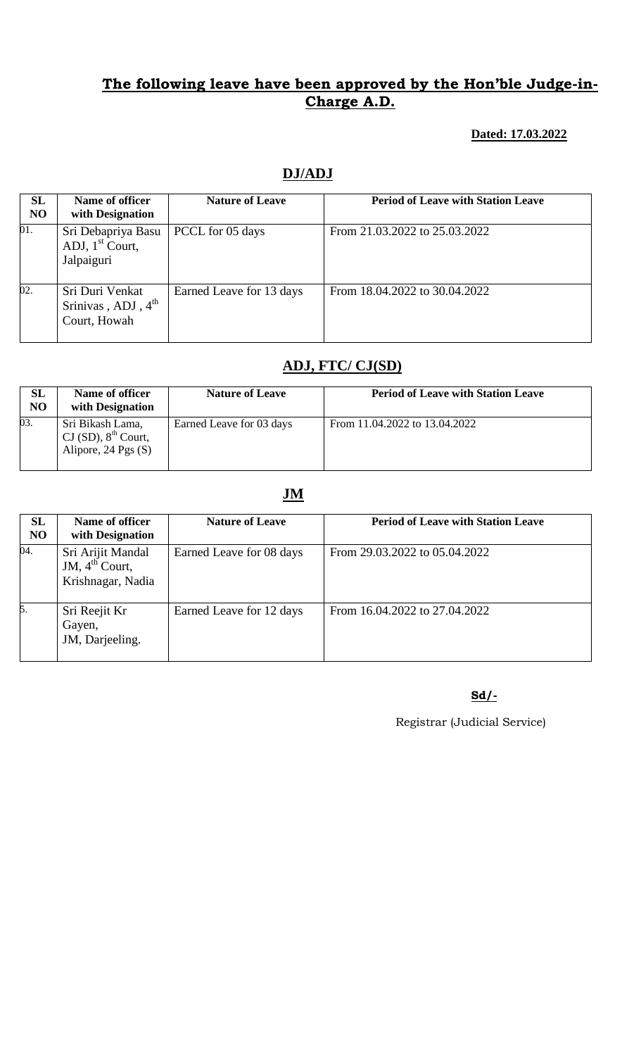## **The following leave have been approved by the Hon'ble Judge-in-Charge A.D.**

**Dated: 17.03.2022**

### DJ/ADJ

| SL NO | Name of officer with Designation | Nature of Leave | Period of Leave with Station Leave |
|---|---|---|---|
| 01. | Sri Debapriya Basu ADJ, 1st Court, Jalpaiguri | PCCL for 05 days | From 21.03.2022 to 25.03.2022 |
| 02. | Sri Duri Venkat Srinivas , ADJ , 4th Court, Howah | Earned Leave for 13 days | From 18.04.2022 to 30.04.2022 |

### ADJ, FTC/ CJ(SD)

| SL NO | Name of officer with Designation | Nature of Leave | Period of Leave with Station Leave |
|---|---|---|---|
| 03. | Sri Bikash Lama, CJ (SD), 8th Court, Alipore, 24 Pgs (S) | Earned Leave for 03 days | From 11.04.2022 to 13.04.2022 |

### JM

| SL NO | Name of officer with Designation | Nature of Leave | Period of Leave with Station Leave |
|---|---|---|---|
| 04. | Sri Arijit Mandal JM, 4th Court, Krishnagar, Nadia | Earned Leave for 08 days | From 29.03.2022 to 05.04.2022 |
| 5. | Sri Reejit Kr Gayen, JM, Darjeeling. | Earned Leave for 12 days | From 16.04.2022 to 27.04.2022 |

**Sd/-**

Registrar (Judicial Service)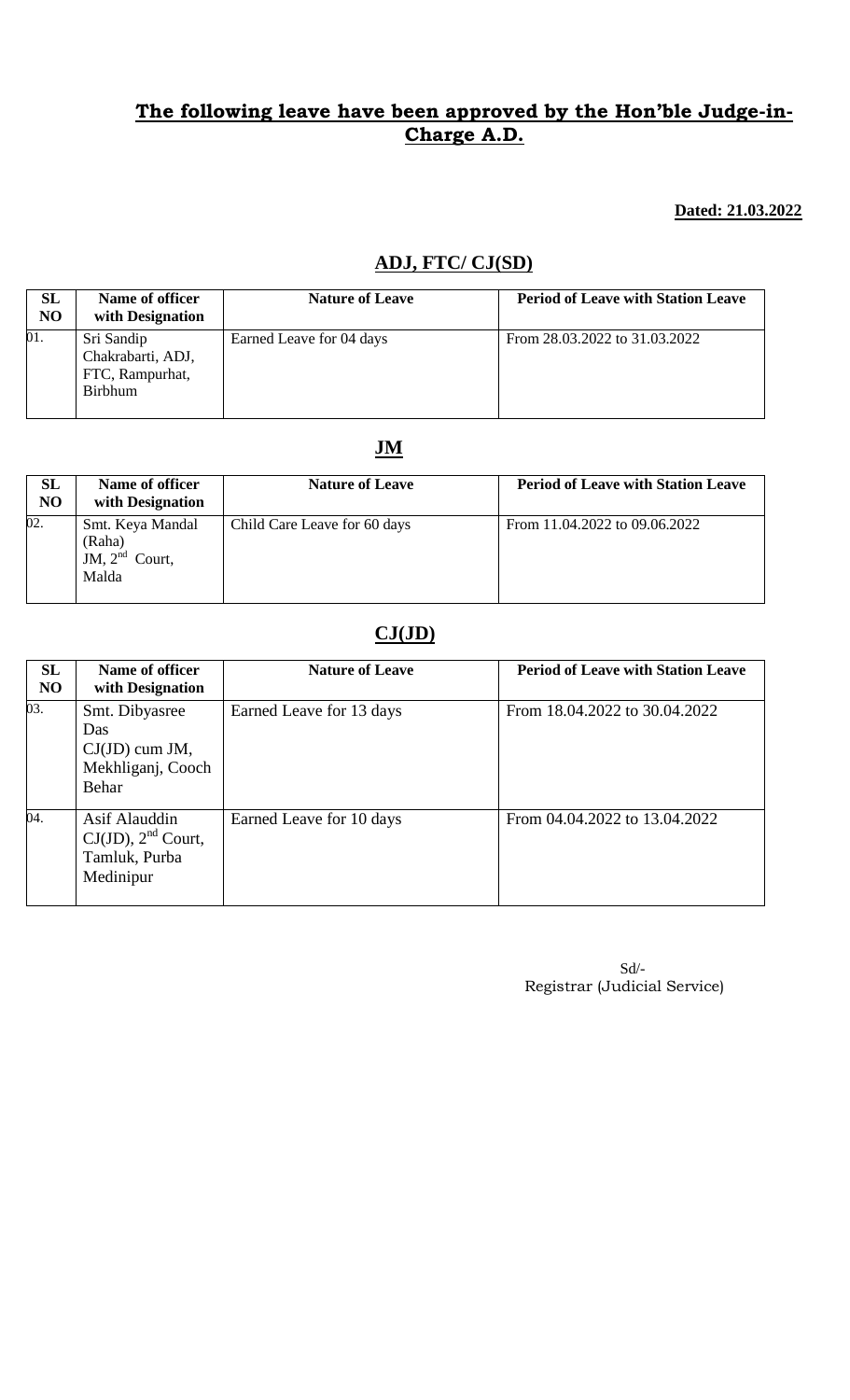## The following leave have been approved by the Hon'ble Judge-in-Charge A.D.

**Dated: 21.03.2022**

### ADJ, FTC/ CJ(SD)

| SL NO | Name of officer with Designation | Nature of Leave | Period of Leave with Station Leave |
|---|---|---|---|
| 01. | Sri Sandip Chakrabarti, ADJ, FTC, Rampurhat, Birbhum | Earned Leave for 04 days | From 28.03.2022 to 31.03.2022 |

### JM

| SL NO | Name of officer with Designation | Nature of Leave | Period of Leave with Station Leave |
|---|---|---|---|
| 02. | Smt. Keya Mandal (Raha) JM, 2nd Court, Malda | Child Care Leave for 60 days | From 11.04.2022 to 09.06.2022 |

### CJ(JD)

| SL NO | Name of officer with Designation | Nature of Leave | Period of Leave with Station Leave |
|---|---|---|---|
| 03. | Smt. Dibyasree Das CJ(JD) cum JM, Mekhliganj, Cooch Behar | Earned Leave for 13 days | From 18.04.2022 to 30.04.2022 |
| 04. | Asif Alauddin CJ(JD), 2nd Court, Tamluk, Purba Medinipur | Earned Leave for 10 days | From 04.04.2022 to 13.04.2022 |

Sd/-
Registrar (Judicial Service)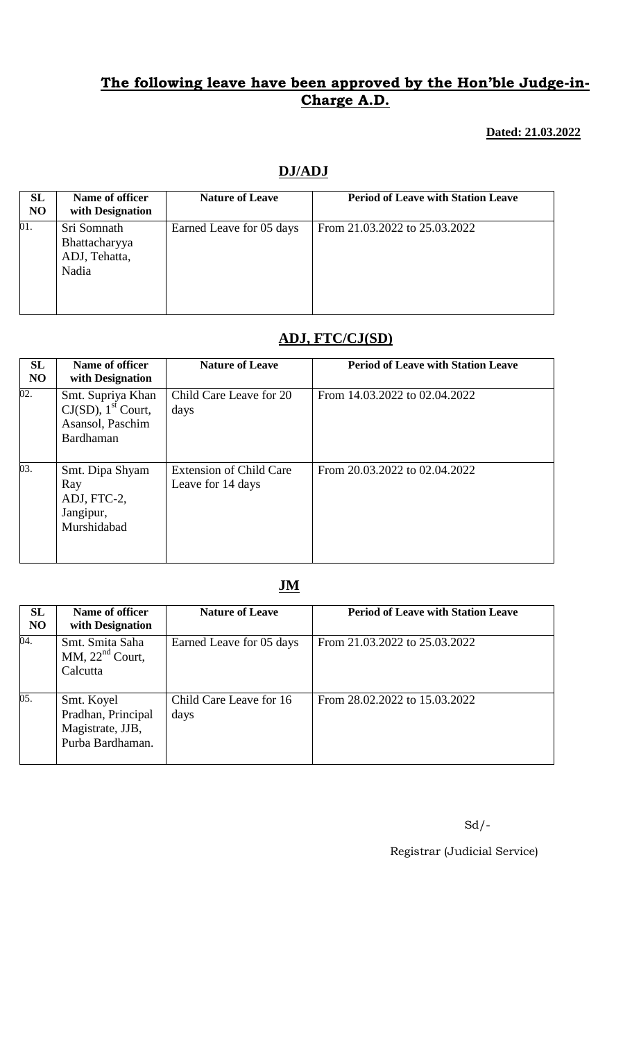## **The following leave have been approved by the Hon'ble Judge-in-Charge A.D.**

**Dated: 21.03.2022**

### **DJ/ADJ**

| SL NO | Name of officer with Designation | Nature of Leave | Period of Leave with Station Leave |
|---|---|---|---|
| 01. | Sri Somnath Bhattacharyya ADJ, Tehatta, Nadia | Earned Leave for 05 days | From 21.03.2022 to 25.03.2022 |

### **ADJ, FTC/CJ(SD)**

| SL NO | Name of officer with Designation | Nature of Leave | Period of Leave with Station Leave |
|---|---|---|---|
| 02. | Smt. Supriya Khan CJ(SD), 1st Court, Asansol, Paschim Bardhaman | Child Care Leave for 20 days | From 14.03.2022 to 02.04.2022 |
| 03. | Smt. Dipa Shyam Ray ADJ, FTC-2, Jangipur, Murshidabad | Extension of Child Care Leave for 14 days | From 20.03.2022 to 02.04.2022 |

### **JM**

| SL NO | Name of officer with Designation | Nature of Leave | Period of Leave with Station Leave |
|---|---|---|---|
| 04. | Smt. Smita Saha MM, 22nd Court, Calcutta | Earned Leave for 05 days | From 21.03.2022 to 25.03.2022 |
| 05. | Smt. Koyel Pradhan, Principal Magistrate, JJB, Purba Bardhaman. | Child Care Leave for 16 days | From 28.02.2022 to 15.03.2022 |

Sd/-

Registrar (Judicial Service)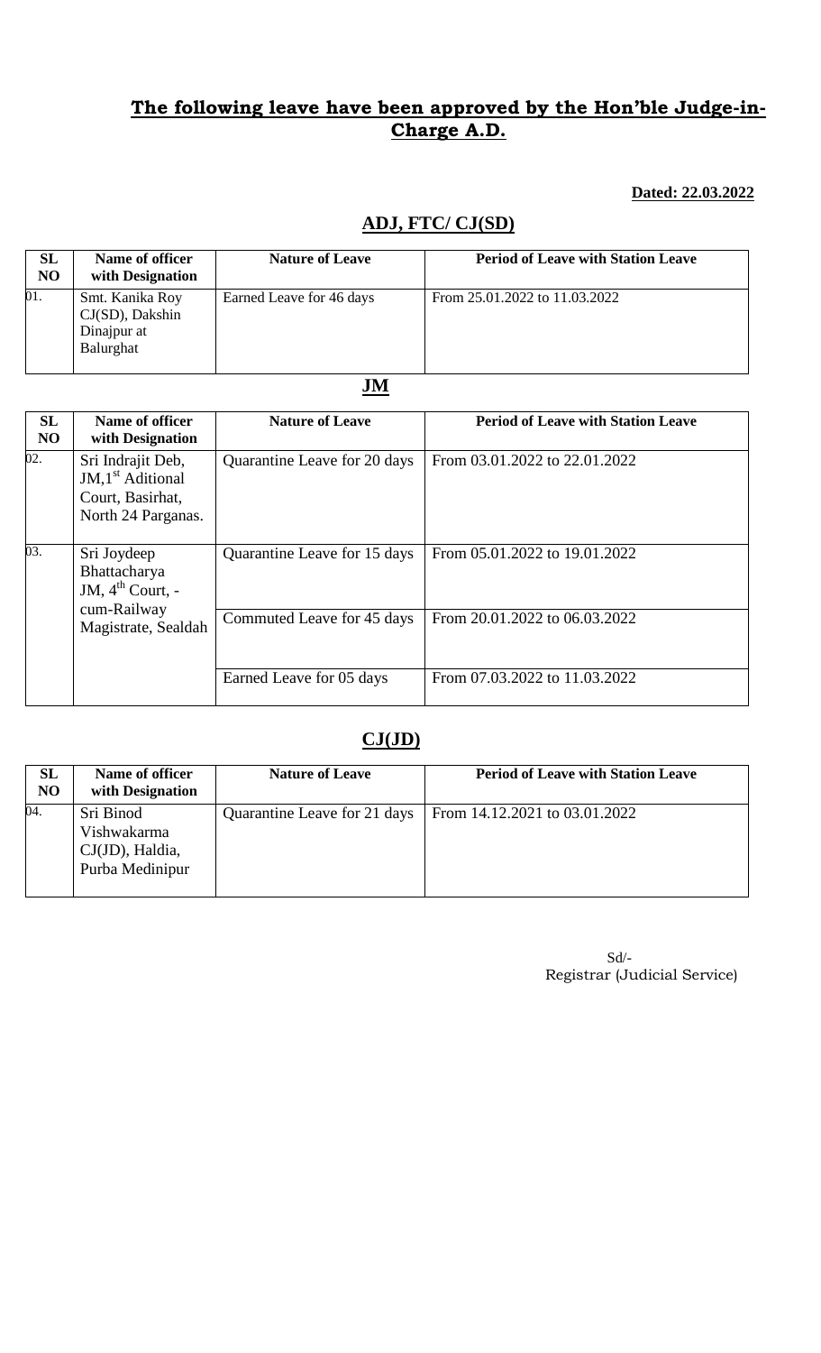# The following leave have been approved by the Hon'ble Judge-in-Charge A.D.

**Dated: 22.03.2022**

## ADJ, FTC/ CJ(SD)

| SL NO | Name of officer with Designation | Nature of Leave | Period of Leave with Station Leave |
|---|---|---|---|
| 01. | Smt. Kanika Roy CJ(SD), Dakshin Dinajpur at Balurghat | Earned Leave for 46 days | From 25.01.2022 to 11.03.2022 |

## JM

| SL NO | Name of officer with Designation | Nature of Leave | Period of Leave with Station Leave |
|---|---|---|---|
| 02. | Sri Indrajit Deb, JM,1st Aditional Court, Basirhat, North 24 Parganas. | Quarantine Leave for 20 days | From 03.01.2022 to 22.01.2022 |
| 03. | Sri Joydeep Bhattacharya JM, 4th Court, -cum-Railway Magistrate, Sealdah | Quarantine Leave for 15 days | From 05.01.2022 to 19.01.2022 |
| | | Commuted Leave for 45 days | From 20.01.2022 to 06.03.2022 |
| | | Earned Leave for 05 days | From 07.03.2022 to 11.03.2022 |

## CJ(JD)

| SL NO | Name of officer with Designation | Nature of Leave | Period of Leave with Station Leave |
|---|---|---|---|
| 04. | Sri Binod Vishwakarma CJ(JD), Haldia, Purba Medinipur | Quarantine Leave for 21 days | From 14.12.2021 to 03.01.2022 |

Sd/-
Registrar (Judicial Service)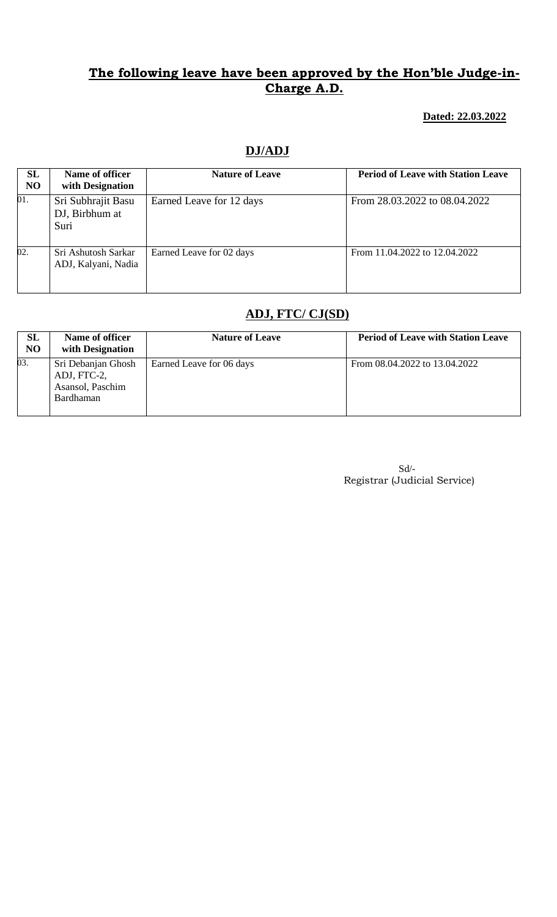## **The following leave have been approved by the Hon'ble Judge-in-Charge A.D.**

**Dated: 22.03.2022**

## **DJ/ADJ**

| SL NO | Name of officer with Designation | Nature of Leave | Period of Leave with Station Leave |
|---|---|---|---|
| 01. | Sri Subhrajit Basu DJ, Birbhum at Suri | Earned Leave for 12 days | From 28.03.2022 to 08.04.2022 |
| 02. | Sri Ashutosh Sarkar ADJ, Kalyani, Nadia | Earned Leave for 02 days | From 11.04.2022 to 12.04.2022 |

## **ADJ, FTC/ CJ(SD)**

| SL NO | Name of officer with Designation | Nature of Leave | Period of Leave with Station Leave |
|---|---|---|---|
| 03. | Sri Debanjan Ghosh ADJ, FTC-2, Asansol, Paschim Bardhaman | Earned Leave for 06 days | From 08.04.2022 to 13.04.2022 |

Sd/-
Registrar (Judicial Service)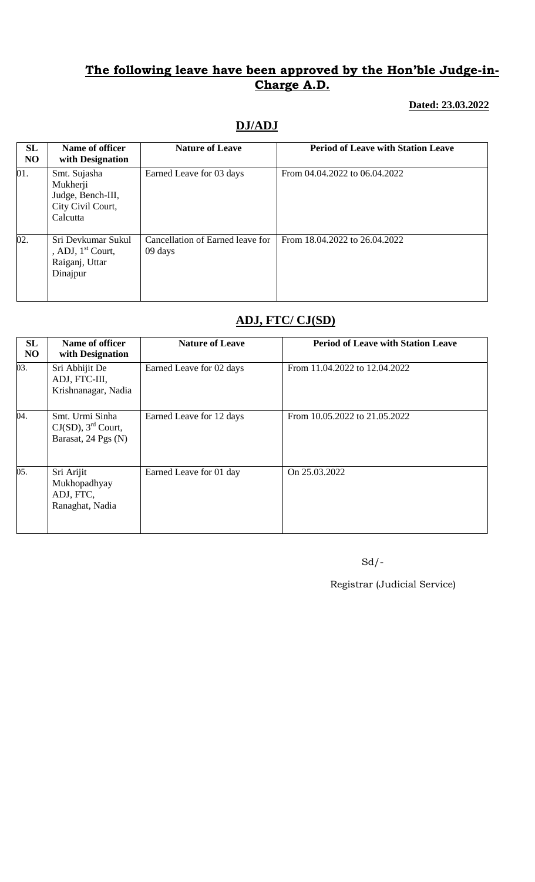## **The following leave have been approved by the Hon'ble Judge-in-Charge A.D.**

**Dated: 23.03.2022**

## DJ/ADJ

| SL NO | Name of officer with Designation | Nature of Leave | Period of Leave with Station Leave |
|---|---|---|---|
| 01. | Smt. Sujasha Mukherji Judge, Bench-III, City Civil Court, Calcutta | Earned Leave for 03 days | From 04.04.2022 to 06.04.2022 |
| 02. | Sri Devkumar Sukul , ADJ, 1st Court, Raiganj, Uttar Dinajpur | Cancellation of Earned leave for 09 days | From 18.04.2022 to 26.04.2022 |

## ADJ, FTC/ CJ(SD)

| SL NO | Name of officer with Designation | Nature of Leave | Period of Leave with Station Leave |
|---|---|---|---|
| 03. | Sri Abhijit De ADJ, FTC-III, Krishnanagar, Nadia | Earned Leave for 02 days | From 11.04.2022 to 12.04.2022 |
| 04. | Smt. Urmi Sinha CJ(SD), 3rd Court, Barasat, 24 Pgs (N) | Earned Leave for 12 days | From 10.05.2022 to 21.05.2022 |
| 05. | Sri Arijit Mukhopadhyay ADJ, FTC, Ranaghat, Nadia | Earned Leave for 01 day | On 25.03.2022 |

Sd/-

Registrar (Judicial Service)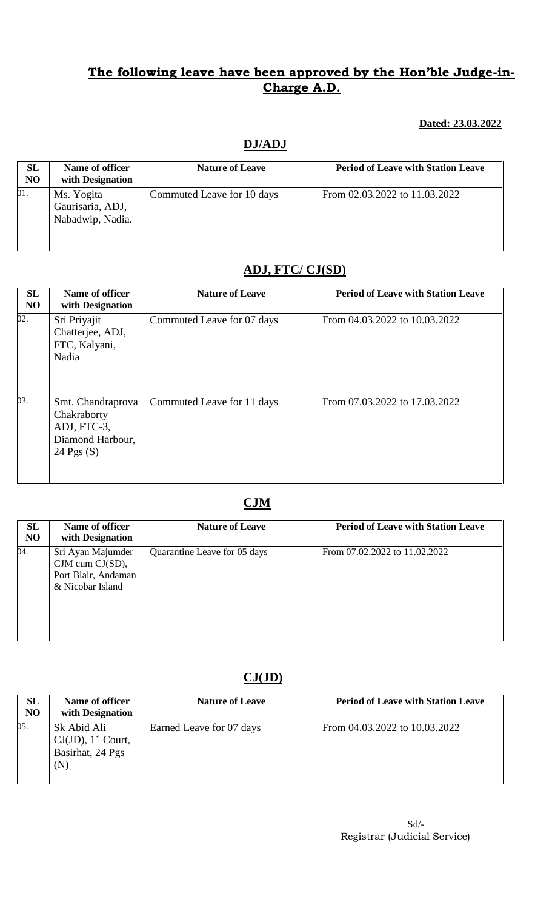## The following leave have been approved by the Hon'ble Judge-in-Charge A.D.

**Dated: 23.03.2022**

### DJ/ADJ

| SL NO | Name of officer with Designation | Nature of Leave | Period of Leave with Station Leave |
|---|---|---|---|
| 01. | Ms. Yogita Gaurisaria, ADJ, Nabadwip, Nadia. | Commuted Leave for 10 days | From 02.03.2022 to 11.03.2022 |

### ADJ, FTC/ CJ(SD)

| SL NO | Name of officer with Designation | Nature of Leave | Period of Leave with Station Leave |
|---|---|---|---|
| 02. | Sri Priyajit Chatterjee, ADJ, FTC, Kalyani, Nadia | Commuted Leave for 07 days | From 04.03.2022 to 10.03.2022 |
| 03. | Smt. Chandraprova Chakraborty ADJ, FTC-3, Diamond Harbour, 24 Pgs (S) | Commuted Leave for 11 days | From 07.03.2022 to 17.03.2022 |

### CJM

| SL NO | Name of officer with Designation | Nature of Leave | Period of Leave with Station Leave |
|---|---|---|---|
| 04. | Sri Ayan Majumder CJM cum CJ(SD), Port Blair, Andaman & Nicobar Island | Quarantine Leave for 05 days | From 07.02.2022 to 11.02.2022 |

### CJ(JD)

| SL NO | Name of officer with Designation | Nature of Leave | Period of Leave with Station Leave |
|---|---|---|---|
| 05. | Sk Abid Ali CJ(JD), 1st Court, Basirhat, 24 Pgs (N) | Earned Leave for 07 days | From 04.03.2022 to 10.03.2022 |

Sd/-
Registrar (Judicial Service)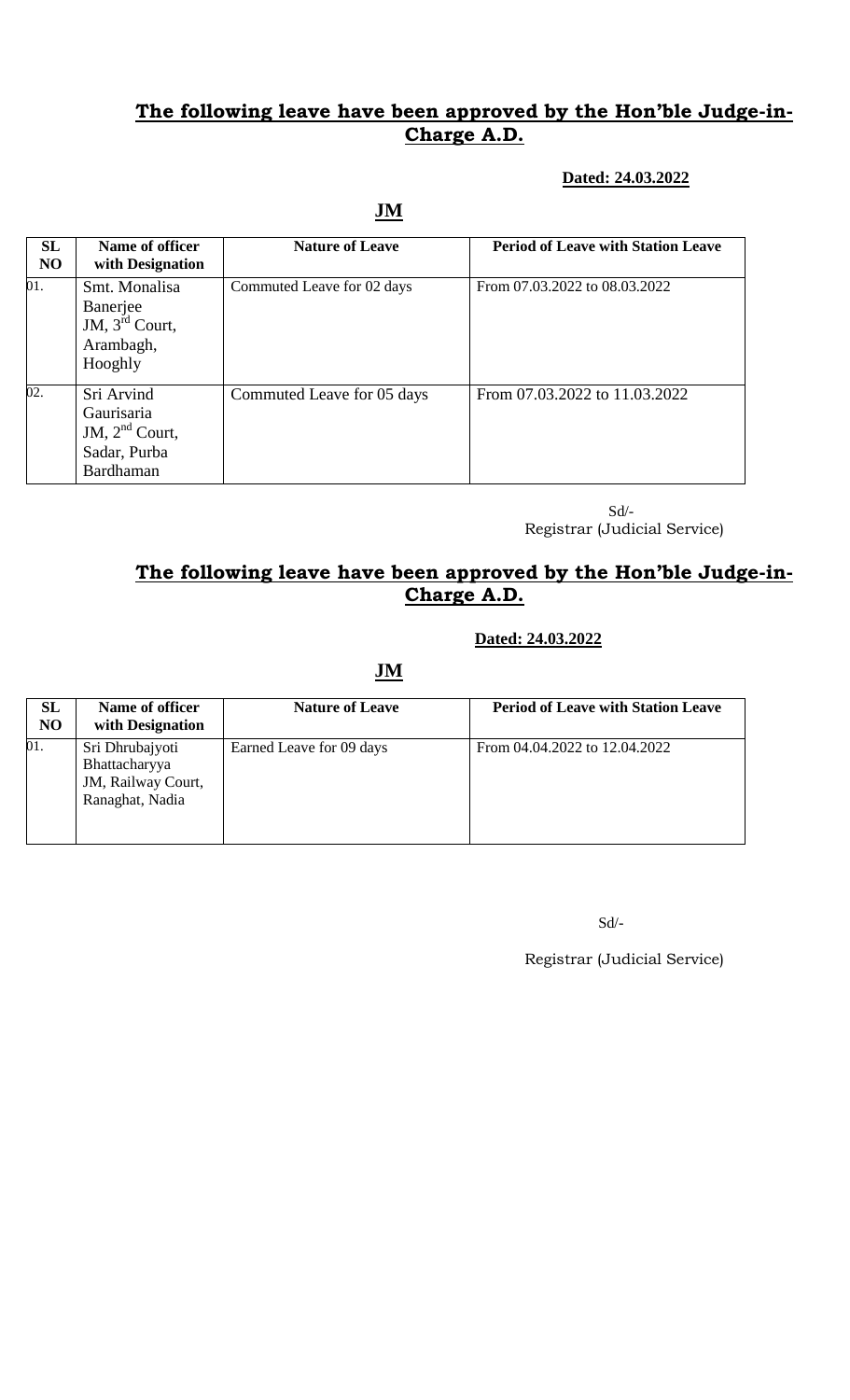## The following leave have been approved by the Hon'ble Judge-in-Charge A.D.

**Dated: 24.03.2022**

**JM**

| SL NO | Name of officer with Designation | Nature of Leave | Period of Leave with Station Leave |
|---|---|---|---|
| 01. | Smt. Monalisa Banerjee JM, 3rd Court, Arambagh, Hooghly | Commuted Leave for 02 days | From 07.03.2022 to 08.03.2022 |
| 02. | Sri Arvind Gaurisaria JM, 2nd Court, Sadar, Purba Bardhaman | Commuted Leave for 05 days | From 07.03.2022 to 11.03.2022 |

Sd/-
Registrar (Judicial Service)

## The following leave have been approved by the Hon'ble Judge-in-Charge A.D.

**Dated: 24.03.2022**

**JM**

| SL NO | Name of officer with Designation | Nature of Leave | Period of Leave with Station Leave |
|---|---|---|---|
| 01. | Sri Dhrubajyoti Bhattacharyya JM, Railway Court, Ranaghat, Nadia | Earned Leave for 09 days | From 04.04.2022 to 12.04.2022 |

Sd/-

Registrar (Judicial Service)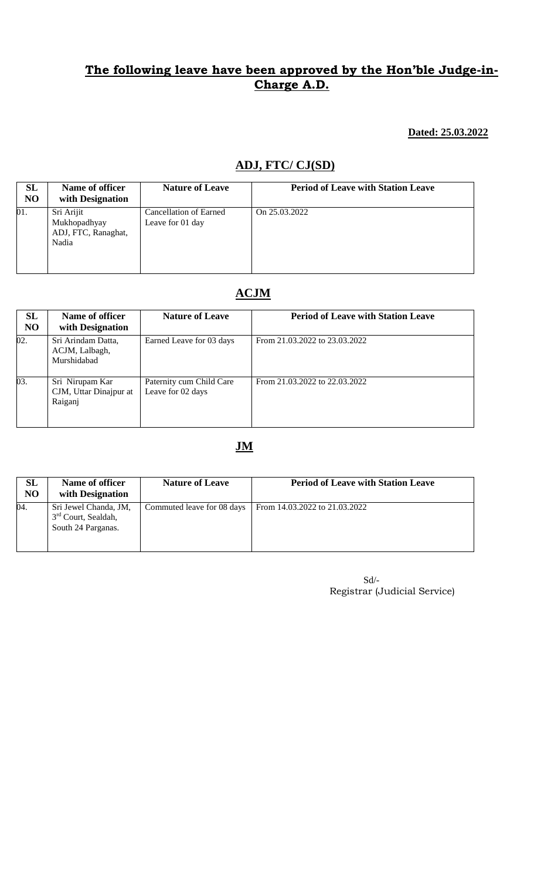## The following leave have been approved by the Hon'ble Judge-in-Charge A.D.

**Dated: 25.03.2022**

### ADJ, FTC/ CJ(SD)

| SL NO | Name of officer with Designation | Nature of Leave | Period of Leave with Station Leave |
|---|---|---|---|
| 01. | Sri Arijit Mukhopadhyay ADJ, FTC, Ranaghat, Nadia | Cancellation of Earned Leave for 01 day | On 25.03.2022 |

### ACJM

| SL NO | Name of officer with Designation | Nature of Leave | Period of Leave with Station Leave |
|---|---|---|---|
| 02. | Sri Arindam Datta, ACJM, Lalbagh, Murshidabad | Earned Leave for 03 days | From 21.03.2022 to 23.03.2022 |
| 03. | Sri Nirupam Kar CJM, Uttar Dinajpur at Raiganj | Paternity cum Child Care Leave for 02 days | From 21.03.2022 to 22.03.2022 |

### JM

| SL NO | Name of officer with Designation | Nature of Leave | Period of Leave with Station Leave |
|---|---|---|---|
| 04. | Sri Jewel Chanda, JM, 3rd Court, Sealdah, South 24 Parganas. | Commuted leave for 08 days | From 14.03.2022 to 21.03.2022 |

Sd/-
Registrar (Judicial Service)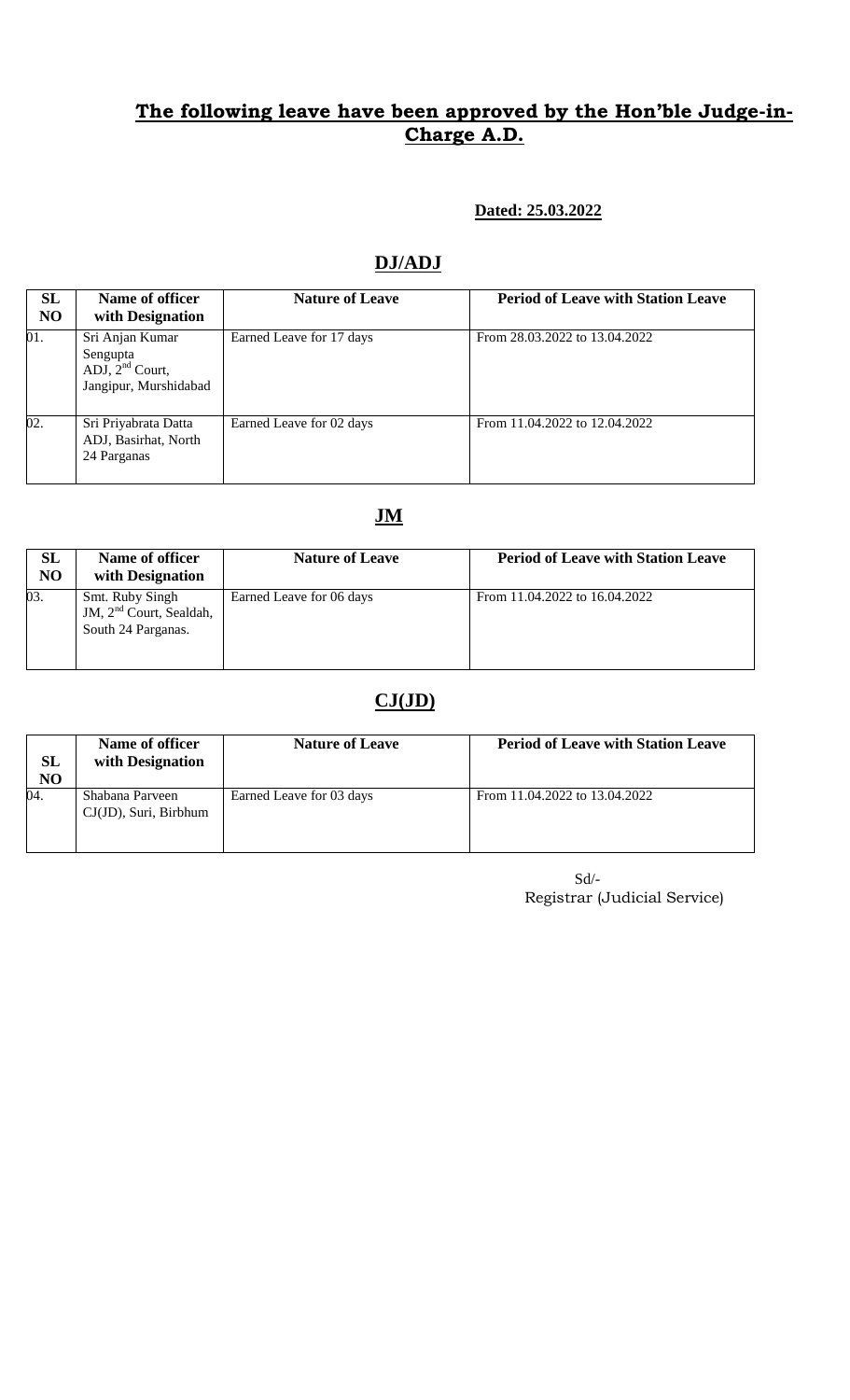## **The following leave have been approved by the Hon'ble Judge-in-Charge A.D.**

**Dated: 25.03.2022**

## **DJ/ADJ**

| SL NO | Name of officer with Designation | Nature of Leave | Period of Leave with Station Leave |
|---|---|---|---|
| 01. | Sri Anjan Kumar Sengupta ADJ, 2nd Court, Jangipur, Murshidabad | Earned Leave for 17 days | From 28.03.2022 to 13.04.2022 |
| 02. | Sri Priyabrata Datta ADJ, Basirhat, North 24 Parganas | Earned Leave for 02 days | From 11.04.2022 to 12.04.2022 |

## **JM**

| SL NO | Name of officer with Designation | Nature of Leave | Period of Leave with Station Leave |
|---|---|---|---|
| 03. | Smt. Ruby Singh JM, 2nd Court, Sealdah, South 24 Parganas. | Earned Leave for 06 days | From 11.04.2022 to 16.04.2022 |

## **CJ(JD)**

| SL NO | Name of officer with Designation | Nature of Leave | Period of Leave with Station Leave |
|---|---|---|---|
| 04. | Shabana Parveen CJ(JD), Suri, Birbhum | Earned Leave for 03 days | From 11.04.2022 to 13.04.2022 |

Sd/-
Registrar (Judicial Service)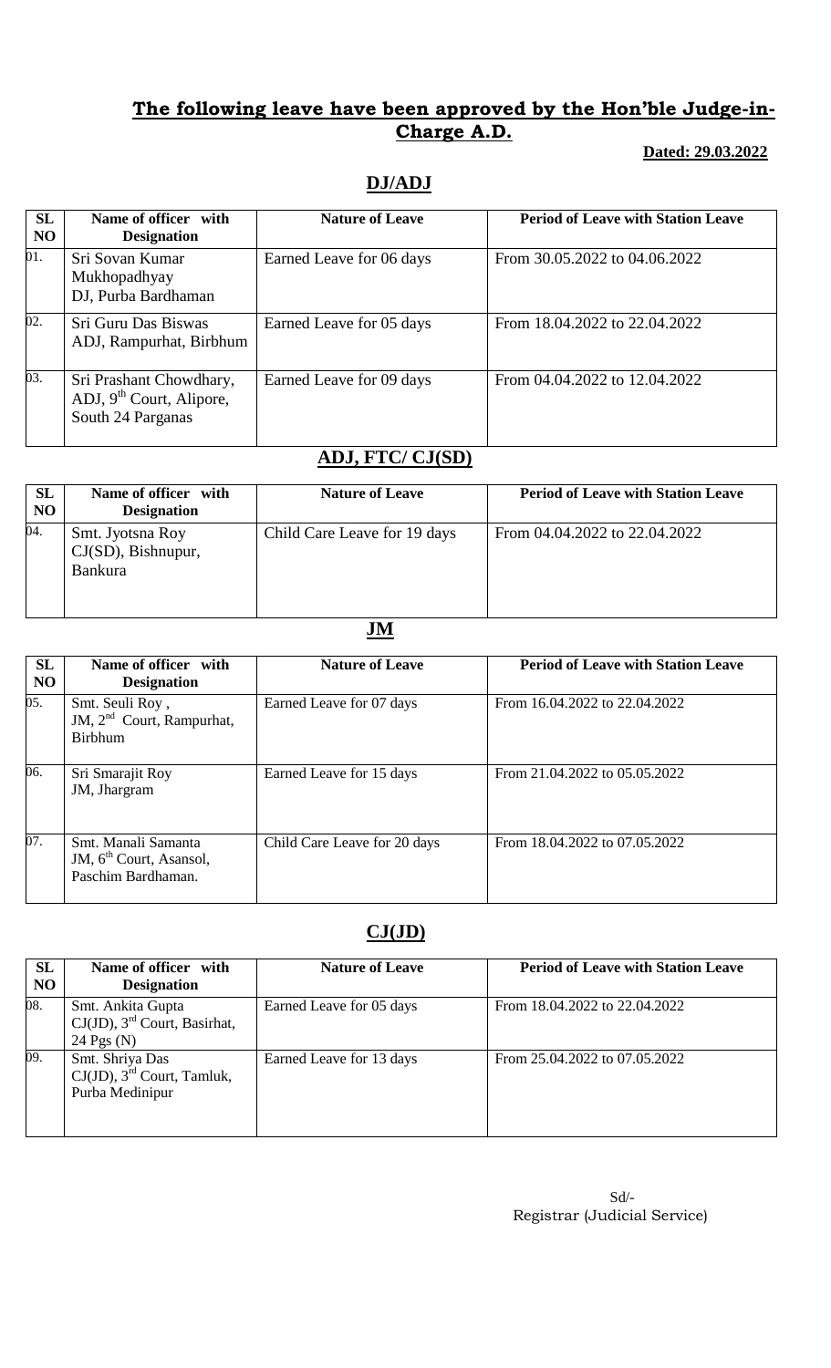## **The following leave have been approved by the Hon'ble Judge-in-Charge A.D.**

**Dated: 29.03.2022**

### **DJ/ADJ**

| SL NO | Name of officer with Designation | Nature of Leave | Period of Leave with Station Leave |
|---|---|---|---|
| 01. | Sri Sovan Kumar Mukhopadhyay DJ, Purba Bardhaman | Earned Leave for 06 days | From 30.05.2022 to 04.06.2022 |
| 02. | Sri Guru Das Biswas ADJ, Rampurhat, Birbhum | Earned Leave for 05 days | From 18.04.2022 to 22.04.2022 |
| 03. | Sri Prashant Chowdhary, ADJ, 9th Court, Alipore, South 24 Parganas | Earned Leave for 09 days | From 04.04.2022 to 12.04.2022 |

### **ADJ, FTC/ CJ(SD)**

| SL NO | Name of officer with Designation | Nature of Leave | Period of Leave with Station Leave |
|---|---|---|---|
| 04. | Smt. Jyotsna Roy CJ(SD), Bishnupur, Bankura | Child Care Leave for 19 days | From 04.04.2022 to 22.04.2022 |

### **JM**

| SL NO | Name of officer with Designation | Nature of Leave | Period of Leave with Station Leave |
|---|---|---|---|
| 05. | Smt. Seuli Roy, JM, 2nd Court, Rampurhat, Birbhum | Earned Leave for 07 days | From 16.04.2022 to 22.04.2022 |
| 06. | Sri Smarajit Roy JM, Jhargram | Earned Leave for 15 days | From 21.04.2022 to 05.05.2022 |
| 07. | Smt. Manali Samanta JM, 6th Court, Asansol, Paschim Bardhaman. | Child Care Leave for 20 days | From 18.04.2022 to 07.05.2022 |

### **CJ(JD)**

| SL NO | Name of officer with Designation | Nature of Leave | Period of Leave with Station Leave |
|---|---|---|---|
| 08. | Smt. Ankita Gupta CJ(JD), 3rd Court, Basirhat, 24 Pgs (N) | Earned Leave for 05 days | From 18.04.2022 to 22.04.2022 |
| 09. | Smt. Shriya Das CJ(JD), 3rd Court, Tamluk, Purba Medinipur | Earned Leave for 13 days | From 25.04.2022 to 07.05.2022 |

Sd/-
Registrar (Judicial Service)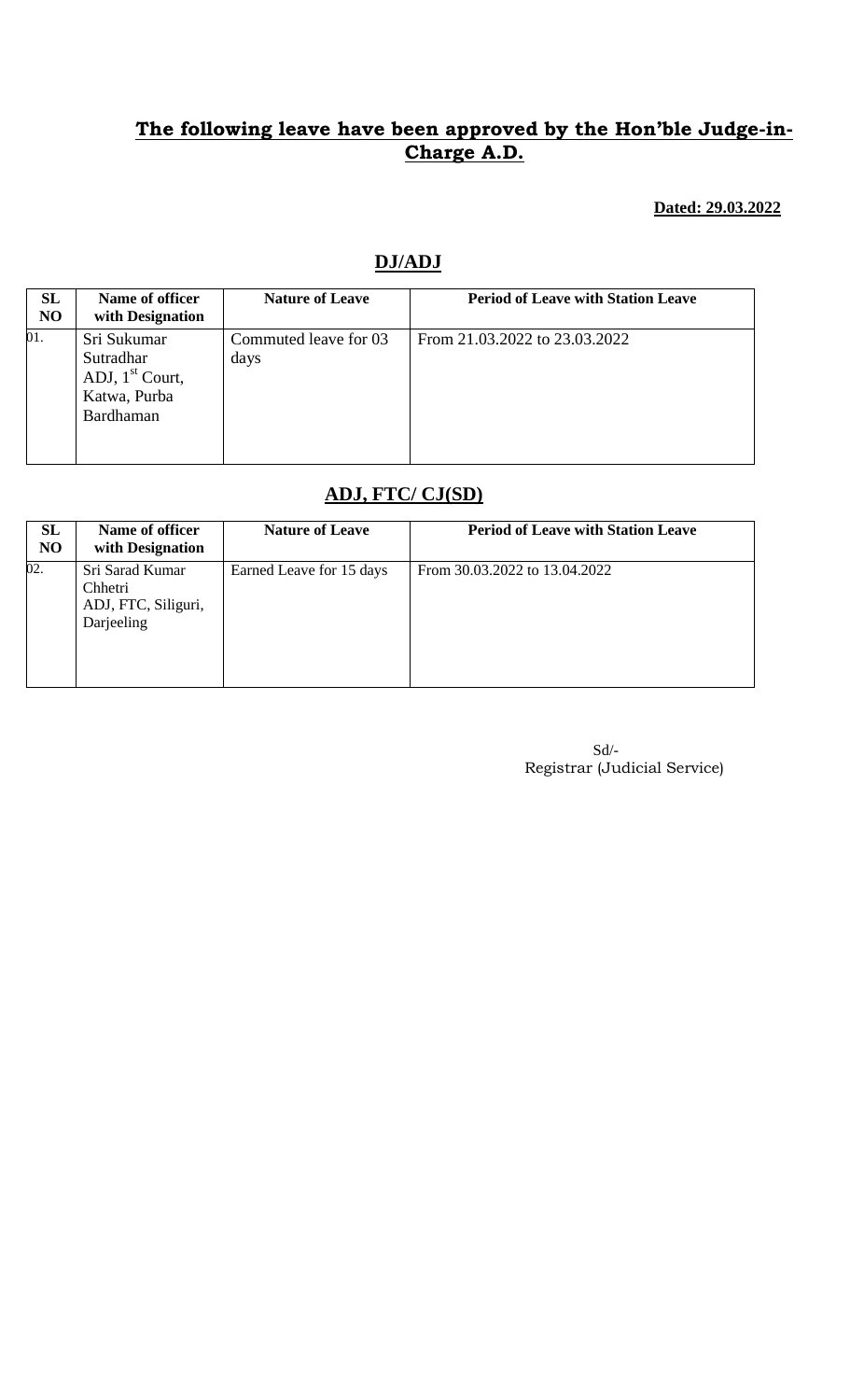## The following leave have been approved by the Hon'ble Judge-in-Charge A.D.

**Dated: 29.03.2022**

### DJ/ADJ

| SL NO | Name of officer with Designation | Nature of Leave | Period of Leave with Station Leave |
|---|---|---|---|
| 01. | Sri Sukumar Sutradhar ADJ, 1st Court, Katwa, Purba Bardhaman | Commuted leave for 03 days | From 21.03.2022 to 23.03.2022 |

### ADJ, FTC/ CJ(SD)

| SL NO | Name of officer with Designation | Nature of Leave | Period of Leave with Station Leave |
|---|---|---|---|
| 02. | Sri Sarad Kumar Chhetri ADJ, FTC, Siliguri, Darjeeling | Earned Leave for 15 days | From 30.03.2022 to 13.04.2022 |

Sd/-
Registrar (Judicial Service)